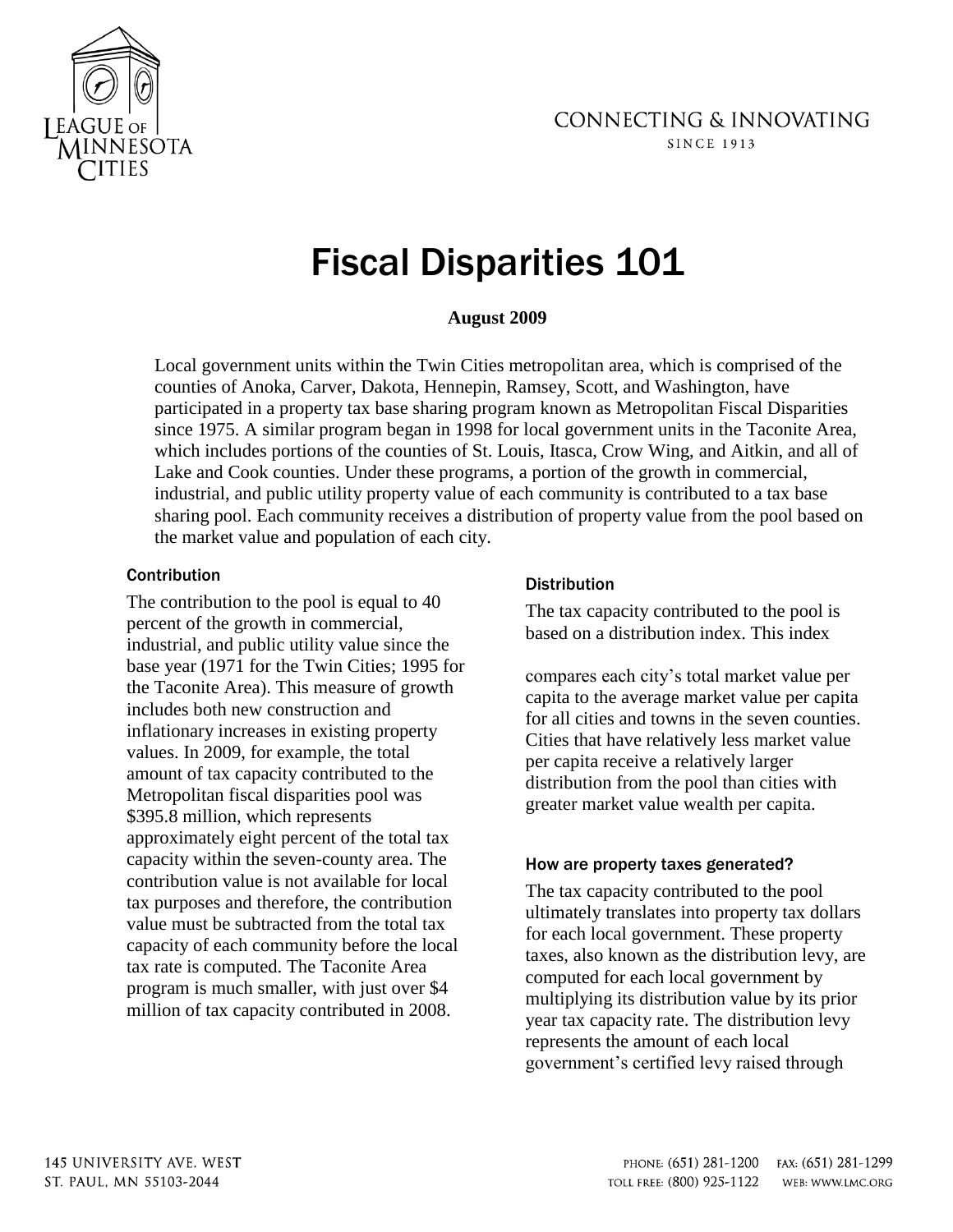# Fiscal Disparities 101

**August 2009**

Local government units within the Twin Cities metropolitan area, which is comprised of the counties of Anoka, Carver, Dakota, Hennepin, Ramsey, Scott, and Washington, have participated in a property tax base sharing program known as Metropolitan Fiscal Disparities since 1975. A similar program began in 1998 for local government units in the Taconite Area, which includes portions of the counties of St. Louis, Itasca, Crow Wing, and Aitkin, and all of Lake and Cook counties. Under these programs, a portion of the growth in commercial, industrial, and public utility property value of each community is contributed to a tax base sharing pool. Each community receives a distribution of property value from the pool based on the market value and population of each city.

### Contribution

The contribution to the pool is equal to 40 percent of the growth in commercial, industrial, and public utility value since the base year (1971 for the Twin Cities; 1995 for the Taconite Area). This measure of growth includes both new construction and inflationary increases in existing property values. In 2009, for example, the total amount of tax capacity contributed to the Metropolitan fiscal disparities pool was $395.8 million, which represents approximately eight percent of the total tax capacity within the seven-county area. The contribution value is not available for local tax purposes and therefore, the contribution value must be subtracted from the total tax capacity of each community before the local tax rate is computed. The Taconite Area program is much smaller, with just over $4 million of tax capacity contributed in 2008.

### Distribution

The tax capacity contributed to the pool is based on a distribution index. This index compares each city's total market value per capita to the average market value per capita for all cities and towns in the seven counties. Cities that have relatively less market value per capita receive a relatively larger distribution from the pool than cities with greater market value wealth per capita.

### How are property taxes generated?

The tax capacity contributed to the pool ultimately translates into property tax dollars for each local government. These property taxes, also known as the distribution levy, are computed for each local government by multiplying its distribution value by its prior year tax capacity rate. The distribution levy represents the amount of each local government's certified levy raised through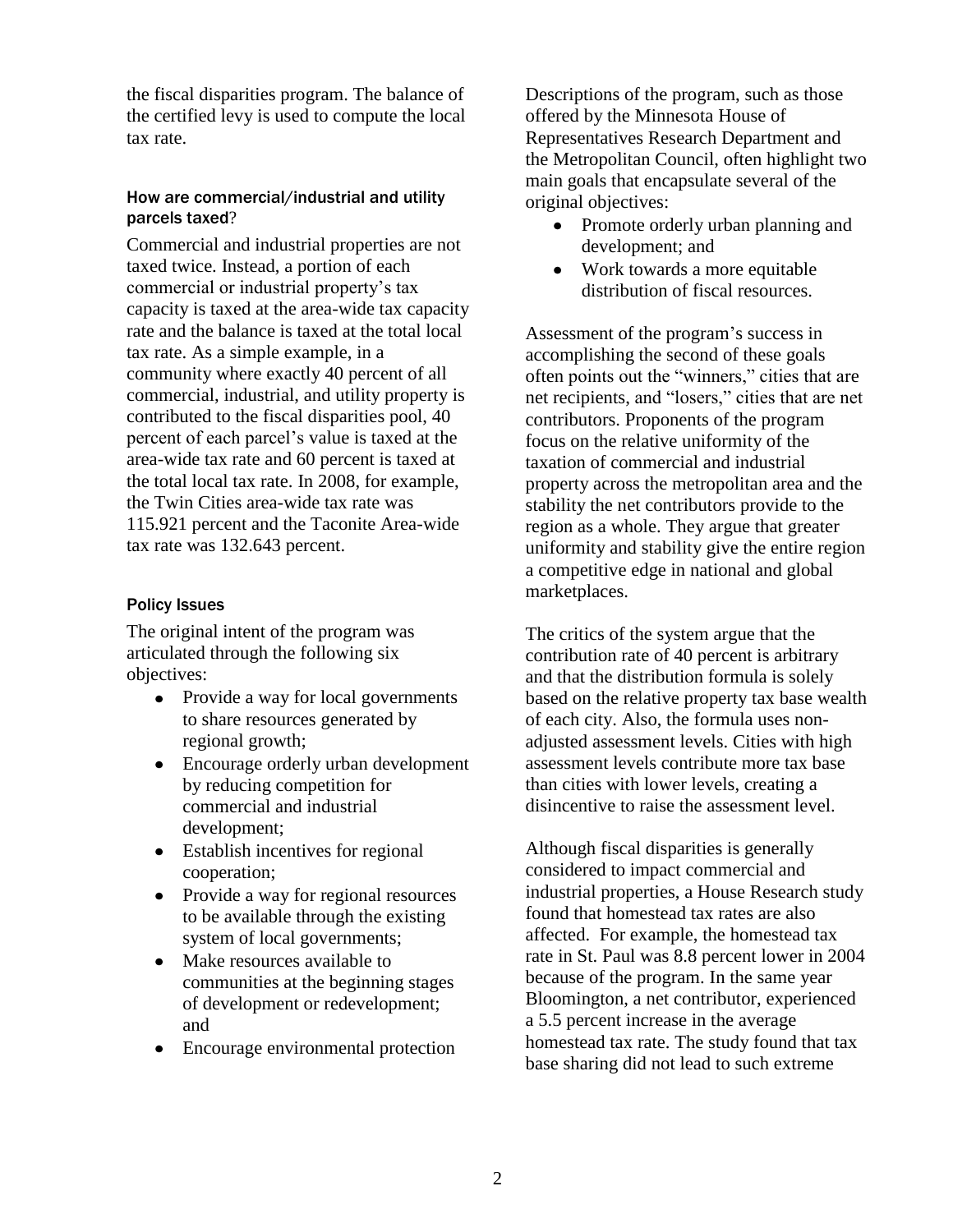the fiscal disparities program. The balance of the certified levy is used to compute the local tax rate.

### How are commercial/industrial and utility parcels taxed?

Commercial and industrial properties are not taxed twice. Instead, a portion of each commercial or industrial property's tax capacity is taxed at the area-wide tax capacity rate and the balance is taxed at the total local tax rate. As a simple example, in a community where exactly 40 percent of all commercial, industrial, and utility property is contributed to the fiscal disparities pool, 40 percent of each parcel's value is taxed at the area-wide tax rate and 60 percent is taxed at the total local tax rate. In 2008, for example, the Twin Cities area-wide tax rate was 115.921 percent and the Taconite Area-wide tax rate was 132.643 percent.

### Policy Issues

The original intent of the program was articulated through the following six objectives:

- Provide a way for local governments to share resources generated by regional growth;
- Encourage orderly urban development by reducing competition for commercial and industrial development;
- Establish incentives for regional cooperation;
- Provide a way for regional resources to be available through the existing system of local governments;
- Make resources available to communities at the beginning stages of development or redevelopment; and
- Encourage environmental protection

Descriptions of the program, such as those offered by the Minnesota House of Representatives Research Department and the Metropolitan Council, often highlight two main goals that encapsulate several of the original objectives:

- Promote orderly urban planning and development; and
- Work towards a more equitable distribution of fiscal resources.

Assessment of the program's success in accomplishing the second of these goals often points out the "winners," cities that are net recipients, and "losers," cities that are net contributors. Proponents of the program focus on the relative uniformity of the taxation of commercial and industrial property across the metropolitan area and the stability the net contributors provide to the region as a whole. They argue that greater uniformity and stability give the entire region a competitive edge in national and global marketplaces.

The critics of the system argue that the contribution rate of 40 percent is arbitrary and that the distribution formula is solely based on the relative property tax base wealth of each city. Also, the formula uses non-adjusted assessment levels. Cities with high assessment levels contribute more tax base than cities with lower levels, creating a disincentive to raise the assessment level.

Although fiscal disparities is generally considered to impact commercial and industrial properties, a House Research study found that homestead tax rates are also affected. For example, the homestead tax rate in St. Paul was 8.8 percent lower in 2004 because of the program. In the same year Bloomington, a net contributor, experienced a 5.5 percent increase in the average homestead tax rate. The study found that tax base sharing did not lead to such extreme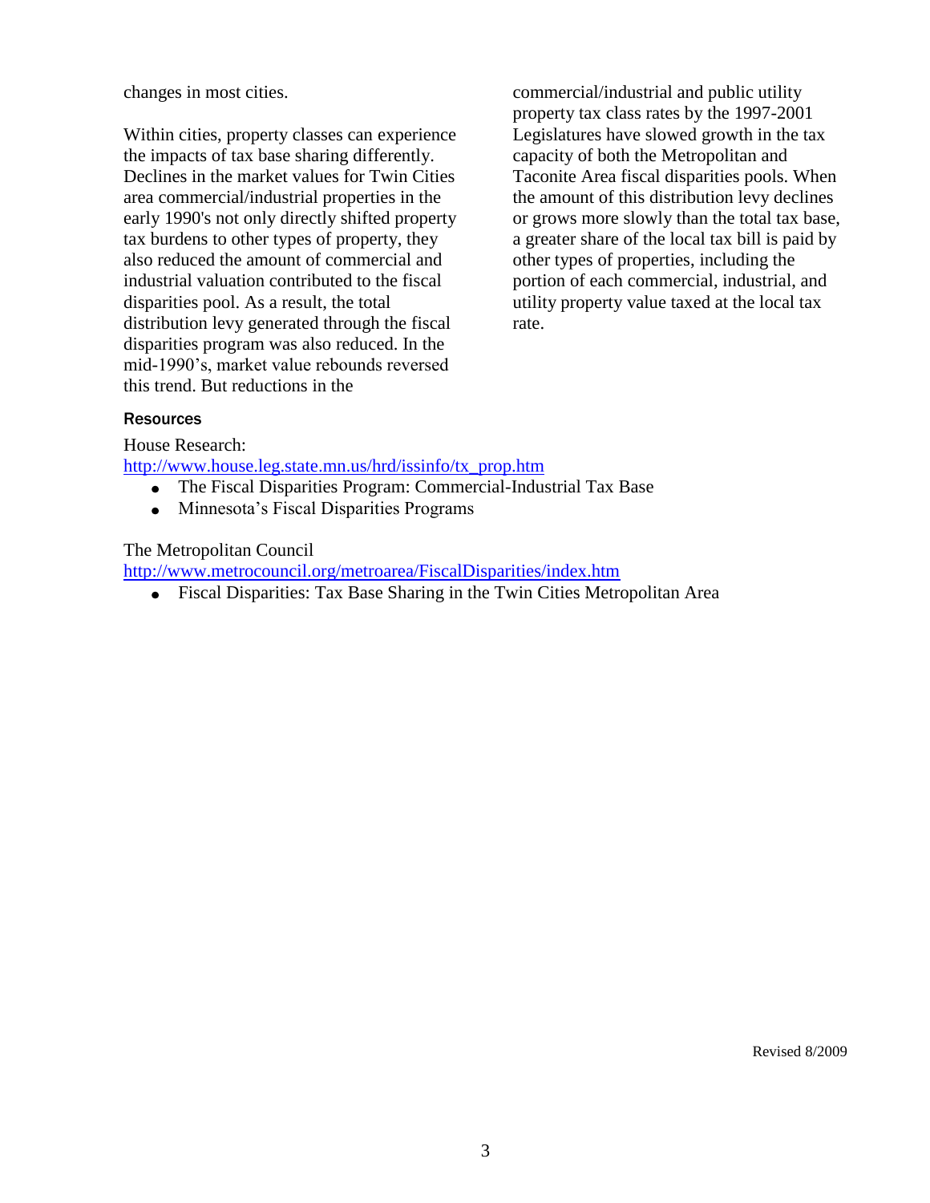changes in most cities.

Within cities, property classes can experience the impacts of tax base sharing differently. Declines in the market values for Twin Cities area commercial/industrial properties in the early 1990's not only directly shifted property tax burdens to other types of property, they also reduced the amount of commercial and industrial valuation contributed to the fiscal disparities pool. As a result, the total distribution levy generated through the fiscal disparities program was also reduced. In the mid-1990's, market value rebounds reversed this trend. But reductions in the commercial/industrial and public utility property tax class rates by the 1997-2001 Legislatures have slowed growth in the tax capacity of both the Metropolitan and Taconite Area fiscal disparities pools. When the amount of this distribution levy declines or grows more slowly than the total tax base, a greater share of the local tax bill is paid by other types of properties, including the portion of each commercial, industrial, and utility property value taxed at the local tax rate.

### Resources

House Research:
http://www.house.leg.state.mn.us/hrd/issinfo/tx_prop.htm

- The Fiscal Disparities Program: Commercial-Industrial Tax Base
- Minnesota's Fiscal Disparities Programs

The Metropolitan Council
http://www.metrocouncil.org/metroarea/FiscalDisparities/index.htm

- Fiscal Disparities: Tax Base Sharing in the Twin Cities Metropolitan Area

Revised 8/2009